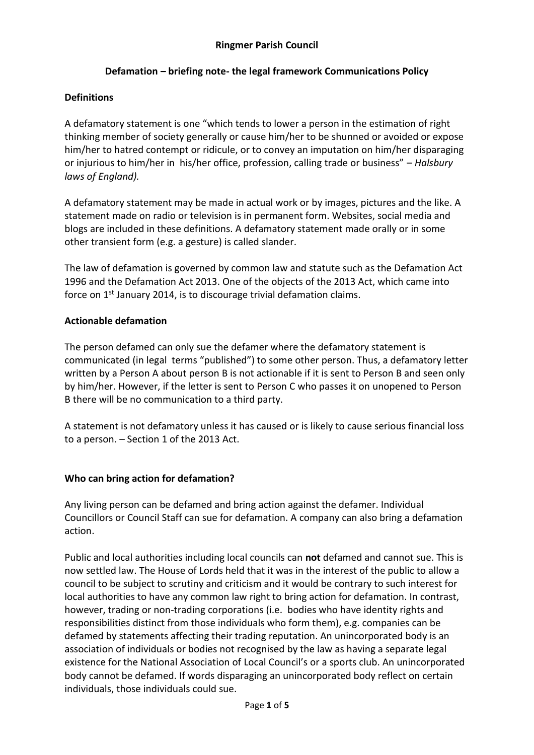**Ringmer Parish Council**

**Defamation – briefing note- the legal framework Communications Policy**

**Definitions**

A defamatory statement is one "which tends to lower a person in the estimation of right thinking member of society generally or cause him/her to be shunned or avoided or expose him/her to hatred contempt or ridicule, or to convey an imputation on him/her disparaging or injurious to him/her in his/her office, profession, calling trade or business" – *Halsbury laws of England).*

A defamatory statement may be made in actual work or by images, pictures and the like. A statement made on radio or television is in permanent form. Websites, social media and blogs are included in these definitions. A defamatory statement made orally or in some other transient form (e.g. a gesture) is called slander.

The law of defamation is governed by common law and statute such as the Defamation Act 1996 and the Defamation Act 2013. One of the objects of the 2013 Act, which came into force on 1st January 2014, is to discourage trivial defamation claims.

**Actionable defamation**

The person defamed can only sue the defamer where the defamatory statement is communicated (in legal terms "published") to some other person. Thus, a defamatory letter written by a Person A about person B is not actionable if it is sent to Person B and seen only by him/her. However, if the letter is sent to Person C who passes it on unopened to Person B there will be no communication to a third party.

A statement is not defamatory unless it has caused or is likely to cause serious financial loss to a person. – Section 1 of the 2013 Act.

**Who can bring action for defamation?**

Any living person can be defamed and bring action against the defamer. Individual Councillors or Council Staff can sue for defamation. A company can also bring a defamation action.

Public and local authorities including local councils can **not** defamed and cannot sue. This is now settled law. The House of Lords held that it was in the interest of the public to allow a council to be subject to scrutiny and criticism and it would be contrary to such interest for local authorities to have any common law right to bring action for defamation. In contrast, however, trading or non-trading corporations (i.e. bodies who have identity rights and responsibilities distinct from those individuals who form them), e.g. companies can be defamed by statements affecting their trading reputation. An unincorporated body is an association of individuals or bodies not recognised by the law as having a separate legal existence for the National Association of Local Council's or a sports club. An unincorporated body cannot be defamed. If words disparaging an unincorporated body reflect on certain individuals, those individuals could sue.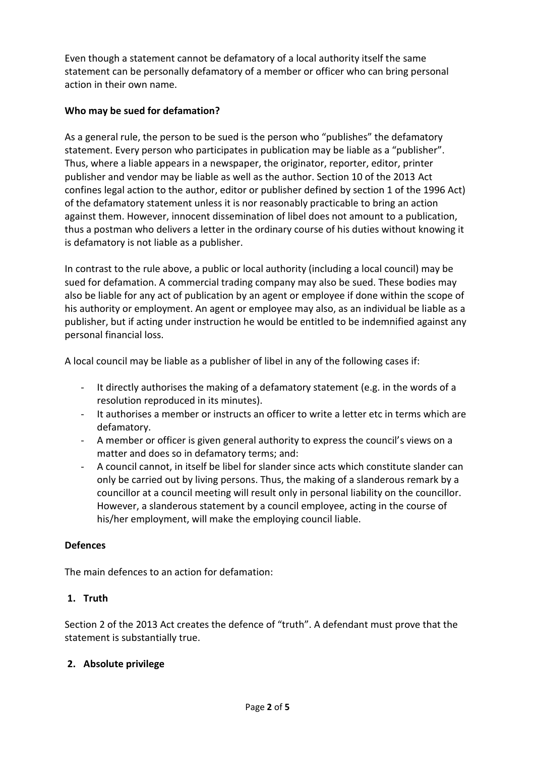Even though a statement cannot be defamatory of a local authority itself the same statement can be personally defamatory of a member or officer who can bring personal action in their own name.

**Who may be sued for defamation?**

As a general rule, the person to be sued is the person who "publishes" the defamatory statement. Every person who participates in publication may be liable as a "publisher". Thus, where a liable appears in a newspaper, the originator, reporter, editor, printer publisher and vendor may be liable as well as the author. Section 10 of the 2013 Act confines legal action to the author, editor or publisher defined by section 1 of the 1996 Act) of the defamatory statement unless it is nor reasonably practicable to bring an action against them. However, innocent dissemination of libel does not amount to a publication, thus a postman who delivers a letter in the ordinary course of his duties without knowing it is defamatory is not liable as a publisher.

In contrast to the rule above, a public or local authority (including a local council) may be sued for defamation. A commercial trading company may also be sued. These bodies may also be liable for any act of publication by an agent or employee if done within the scope of his authority or employment. An agent or employee may also, as an individual be liable as a publisher, but if acting under instruction he would be entitled to be indemnified against any personal financial loss.

A local council may be liable as a publisher of libel in any of the following cases if:

- It directly authorises the making of a defamatory statement (e.g. in the words of a resolution reproduced in its minutes).
- It authorises a member or instructs an officer to write a letter etc in terms which are defamatory.
- A member or officer is given general authority to express the council's views on a matter and does so in defamatory terms; and:
- A council cannot, in itself be libel for slander since acts which constitute slander can only be carried out by living persons. Thus, the making of a slanderous remark by a councillor at a council meeting will result only in personal liability on the councillor. However, a slanderous statement by a council employee, acting in the course of his/her employment, will make the employing council liable.

**Defences**

The main defences to an action for defamation:

**1. Truth**

Section 2 of the 2013 Act creates the defence of "truth". A defendant must prove that the statement is substantially true.

**2. Absolute privilege**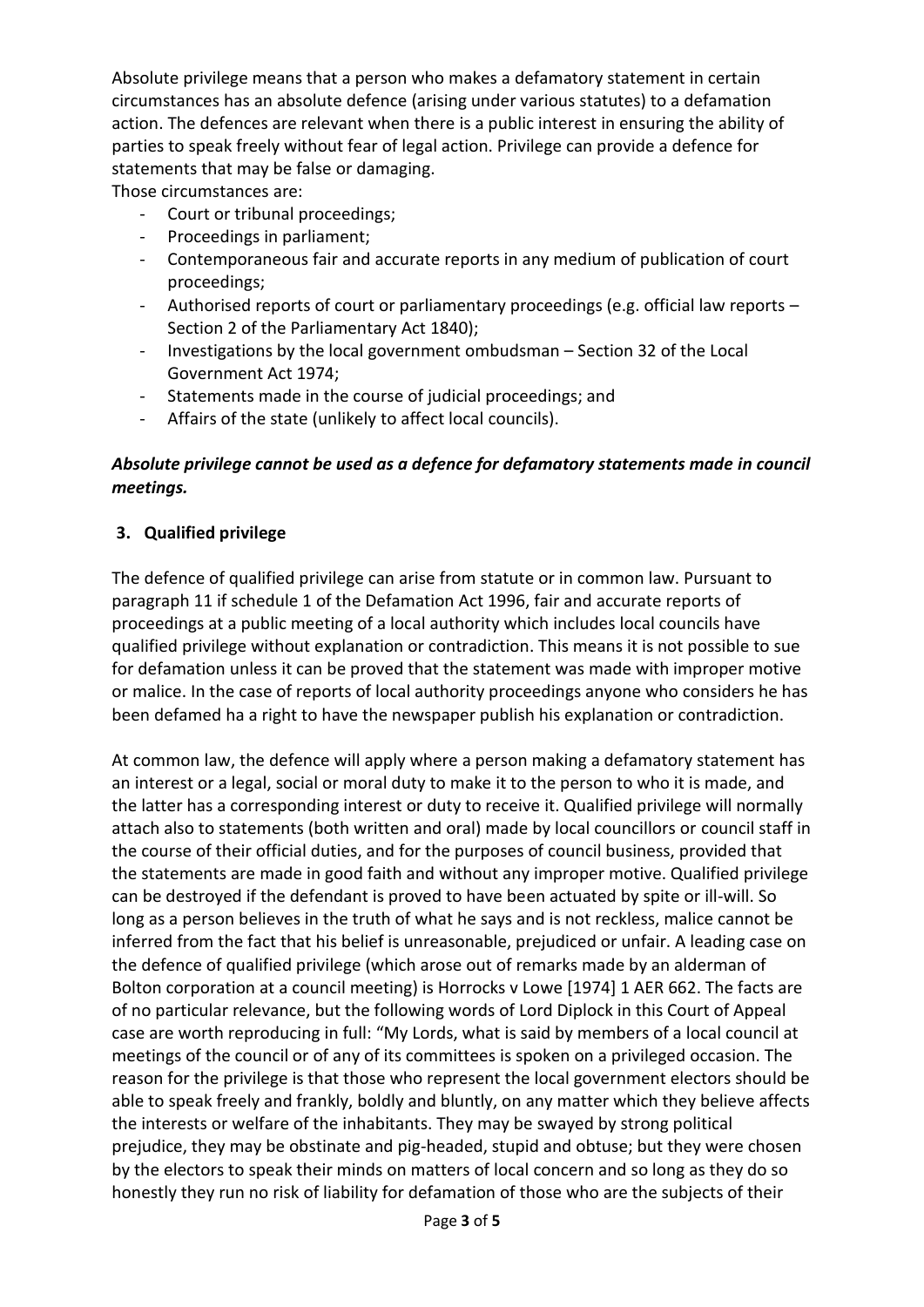Absolute privilege means that a person who makes a defamatory statement in certain circumstances has an absolute defence (arising under various statutes) to a defamation action. The defences are relevant when there is a public interest in ensuring the ability of parties to speak freely without fear of legal action. Privilege can provide a defence for statements that may be false or damaging.

Those circumstances are:

- Court or tribunal proceedings;
- Proceedings in parliament;
- Contemporaneous fair and accurate reports in any medium of publication of court proceedings;
- Authorised reports of court or parliamentary proceedings (e.g. official law reports – Section 2 of the Parliamentary Act 1840);
- Investigations by the local government ombudsman – Section 32 of the Local Government Act 1974;
- Statements made in the course of judicial proceedings; and
- Affairs of the state (unlikely to affect local councils).

***Absolute privilege cannot be used as a defence for defamatory statements made in council meetings.***

## 3. Qualified privilege

The defence of qualified privilege can arise from statute or in common law. Pursuant to paragraph 11 if schedule 1 of the Defamation Act 1996, fair and accurate reports of proceedings at a public meeting of a local authority which includes local councils have qualified privilege without explanation or contradiction. This means it is not possible to sue for defamation unless it can be proved that the statement was made with improper motive or malice. In the case of reports of local authority proceedings anyone who considers he has been defamed ha a right to have the newspaper publish his explanation or contradiction.

At common law, the defence will apply where a person making a defamatory statement has an interest or a legal, social or moral duty to make it to the person to who it is made, and the latter has a corresponding interest or duty to receive it. Qualified privilege will normally attach also to statements (both written and oral) made by local councillors or council staff in the course of their official duties, and for the purposes of council business, provided that the statements are made in good faith and without any improper motive. Qualified privilege can be destroyed if the defendant is proved to have been actuated by spite or ill-will. So long as a person believes in the truth of what he says and is not reckless, malice cannot be inferred from the fact that his belief is unreasonable, prejudiced or unfair. A leading case on the defence of qualified privilege (which arose out of remarks made by an alderman of Bolton corporation at a council meeting) is Horrocks v Lowe [1974] 1 AER 662. The facts are of no particular relevance, but the following words of Lord Diplock in this Court of Appeal case are worth reproducing in full: "My Lords, what is said by members of a local council at meetings of the council or of any of its committees is spoken on a privileged occasion. The reason for the privilege is that those who represent the local government electors should be able to speak freely and frankly, boldly and bluntly, on any matter which they believe affects the interests or welfare of the inhabitants. They may be swayed by strong political prejudice, they may be obstinate and pig-headed, stupid and obtuse; but they were chosen by the electors to speak their minds on matters of local concern and so long as they do so honestly they run no risk of liability for defamation of those who are the subjects of their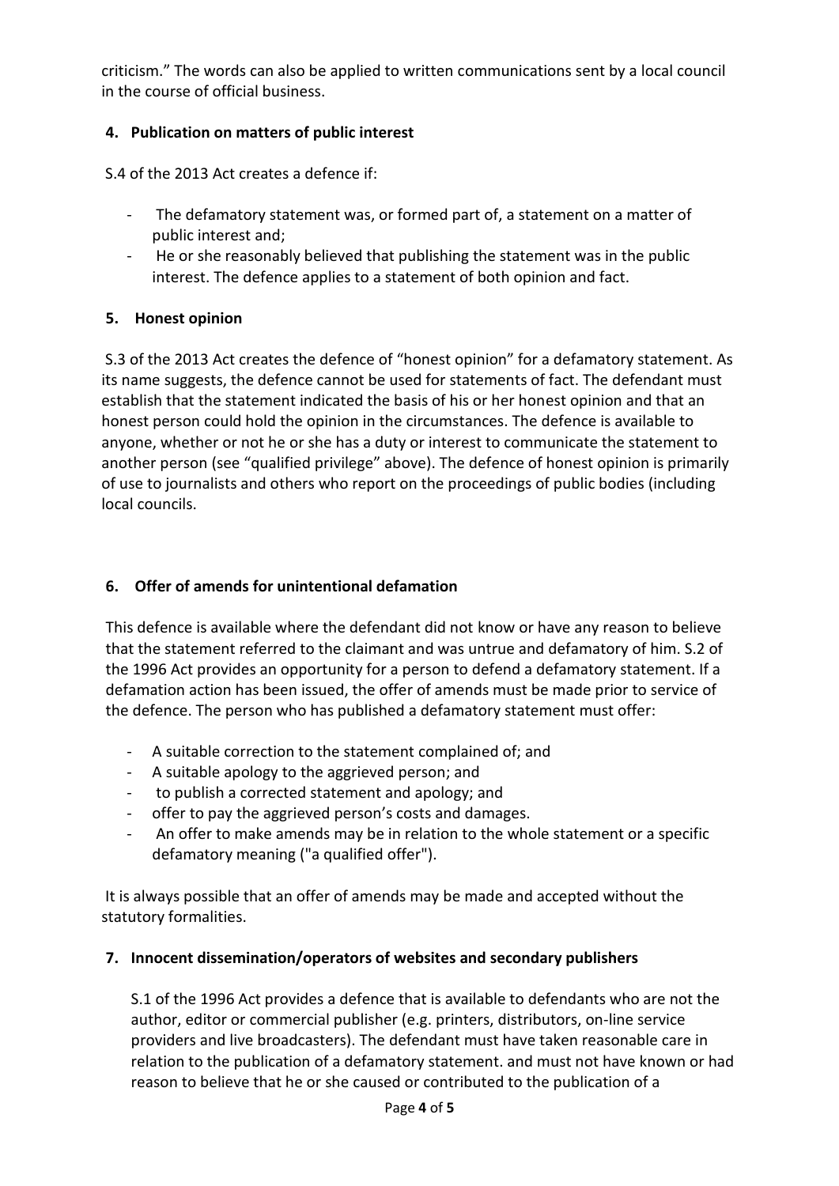criticism." The words can also be applied to written communications sent by a local council in the course of official business.

### 4. Publication on matters of public interest

S.4 of the 2013 Act creates a defence if:

- The defamatory statement was, or formed part of, a statement on a matter of public interest and;
- He or she reasonably believed that publishing the statement was in the public interest. The defence applies to a statement of both opinion and fact.

### 5. Honest opinion

S.3 of the 2013 Act creates the defence of "honest opinion" for a defamatory statement. As its name suggests, the defence cannot be used for statements of fact. The defendant must establish that the statement indicated the basis of his or her honest opinion and that an honest person could hold the opinion in the circumstances. The defence is available to anyone, whether or not he or she has a duty or interest to communicate the statement to another person (see "qualified privilege" above). The defence of honest opinion is primarily of use to journalists and others who report on the proceedings of public bodies (including local councils.

### 6. Offer of amends for unintentional defamation

This defence is available where the defendant did not know or have any reason to believe that the statement referred to the claimant and was untrue and defamatory of him. S.2 of the 1996 Act provides an opportunity for a person to defend a defamatory statement. If a defamation action has been issued, the offer of amends must be made prior to service of the defence. The person who has published a defamatory statement must offer:

- A suitable correction to the statement complained of; and
- A suitable apology to the aggrieved person; and
- to publish a corrected statement and apology; and
- offer to pay the aggrieved person's costs and damages.
- An offer to make amends may be in relation to the whole statement or a specific defamatory meaning ("a qualified offer").

It is always possible that an offer of amends may be made and accepted without the statutory formalities.

### 7. Innocent dissemination/operators of websites and secondary publishers

S.1 of the 1996 Act provides a defence that is available to defendants who are not the author, editor or commercial publisher (e.g. printers, distributors, on-line service providers and live broadcasters). The defendant must have taken reasonable care in relation to the publication of a defamatory statement. and must not have known or had reason to believe that he or she caused or contributed to the publication of a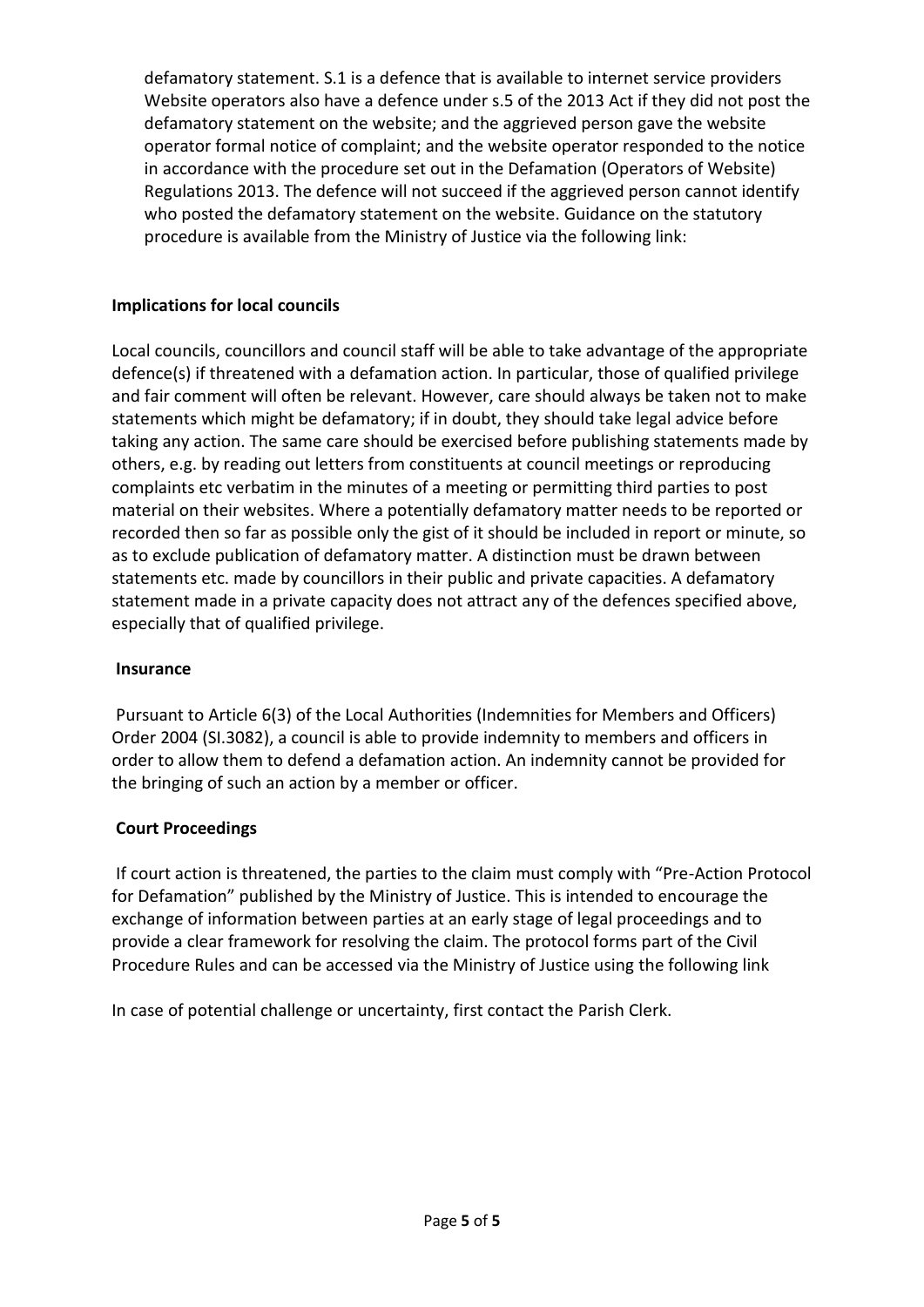defamatory statement. S.1 is a defence that is available to internet service providers Website operators also have a defence under s.5 of the 2013 Act if they did not post the defamatory statement on the website; and the aggrieved person gave the website operator formal notice of complaint; and the website operator responded to the notice in accordance with the procedure set out in the Defamation (Operators of Website) Regulations 2013. The defence will not succeed if the aggrieved person cannot identify who posted the defamatory statement on the website. Guidance on the statutory procedure is available from the Ministry of Justice via the following link:

**Implications for local councils**

Local councils, councillors and council staff will be able to take advantage of the appropriate defence(s) if threatened with a defamation action. In particular, those of qualified privilege and fair comment will often be relevant. However, care should always be taken not to make statements which might be defamatory; if in doubt, they should take legal advice before taking any action. The same care should be exercised before publishing statements made by others, e.g. by reading out letters from constituents at council meetings or reproducing complaints etc verbatim in the minutes of a meeting or permitting third parties to post material on their websites. Where a potentially defamatory matter needs to be reported or recorded then so far as possible only the gist of it should be included in report or minute, so as to exclude publication of defamatory matter. A distinction must be drawn between statements etc. made by councillors in their public and private capacities. A defamatory statement made in a private capacity does not attract any of the defences specified above, especially that of qualified privilege.

**Insurance**

Pursuant to Article 6(3) of the Local Authorities (Indemnities for Members and Officers) Order 2004 (SI.3082), a council is able to provide indemnity to members and officers in order to allow them to defend a defamation action. An indemnity cannot be provided for the bringing of such an action by a member or officer.

**Court Proceedings**

If court action is threatened, the parties to the claim must comply with "Pre-Action Protocol for Defamation" published by the Ministry of Justice. This is intended to encourage the exchange of information between parties at an early stage of legal proceedings and to provide a clear framework for resolving the claim. The protocol forms part of the Civil Procedure Rules and can be accessed via the Ministry of Justice using the following link

In case of potential challenge or uncertainty, first contact the Parish Clerk.